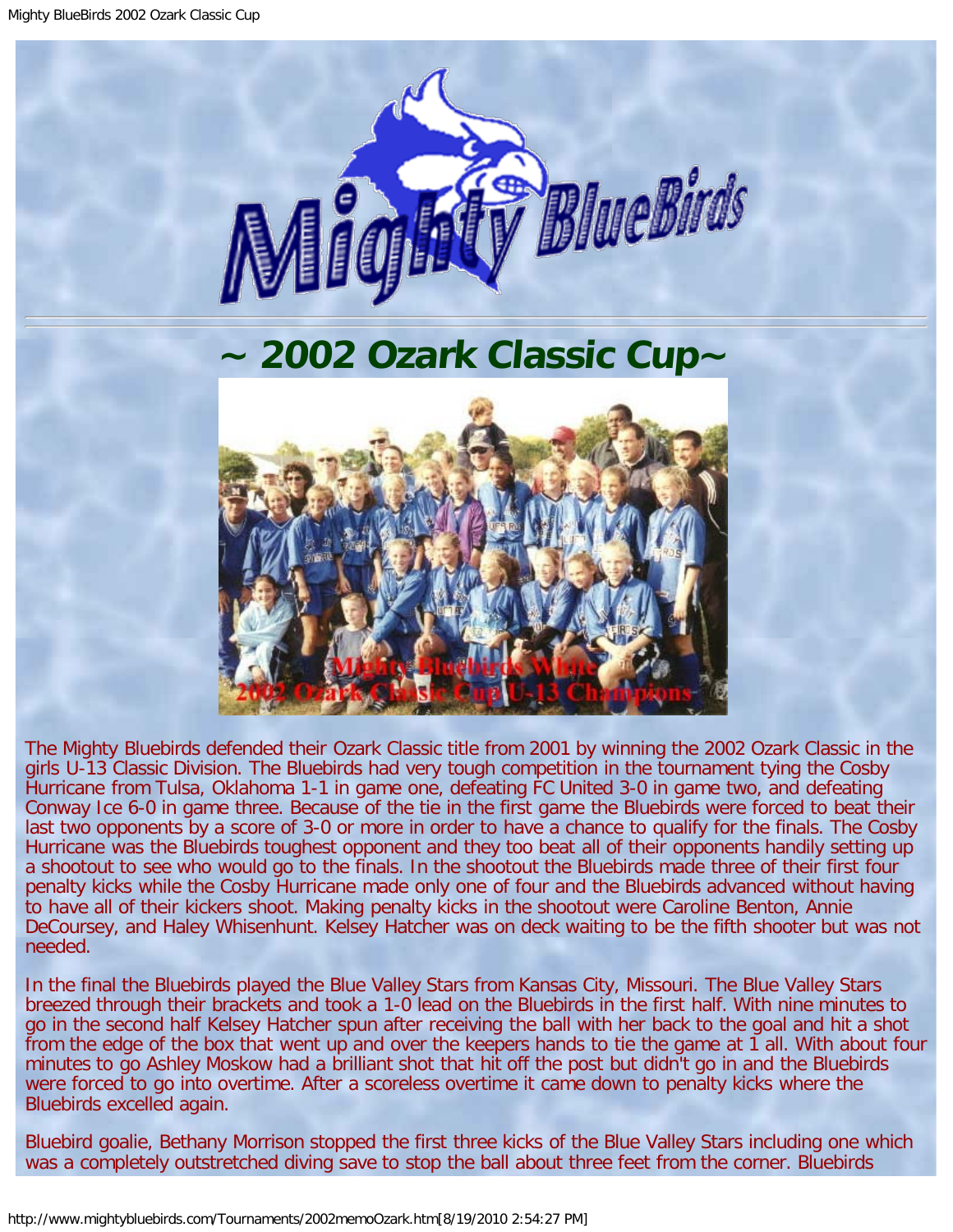# ~ 2002 Ozark Classic Cup~

The Mighty Bluebirds defended their Ozark Classic title from 2001 by winning the 2002 Ozark Classic in the girls U-13 Classic Division. The Bluebirds had very tough competition in the tournament tying the Cosby Hurricane from Tulsa, Oklahoma 1-1 in game one, defeating FC United 3-0 in game two, and defeating Conway Ice 6-0 in game three. Because of the tie in the first game the Bluebirds were forced to beat their last two opponents by a score of 3-0 or more in order to have a chance to qualify for the finals. The Cosby Hurricane was the Bluebirds toughest opponent and they too beat all of their opponents handily setting up a shootout to see who would go to the finals. In the shootout the Bluebirds made three of their first four penalty kicks while the Cosby Hurricane made only one of four and the Bluebirds advanced without having to have all of their kickers shoot. Making penalty kicks in the shootout were Caroline Benton, Annie DeCoursey, and Haley Whisenhunt. Kelsey Hatcher was on deck waiting to be the fifth shooter but was not needed.

In the final the Bluebirds played the Blue Valley Stars from Kansas City, Missouri. The Blue Valley Stars breezed through their brackets and took a 1-0 lead on the Bluebirds in the first half. With nine minutes to go in the second half Kelsey Hatcher spun after receiving the ball with her back to the goal and hit a shot from the edge of the box that went up and over the keepers hands to tie the game at 1 all. With about four minutes to go Ashley Moskow had a brilliant shot that hit off the post but didn't go in and the Bluebirds were forced to go into overtime. After a scoreless overtime it came down to penalty kicks where the Bluebirds excelled again.

Bluebird goalie, Bethany Morrison stopped the first three kicks of the Blue Valley Stars including one which was a completely outstretched diving save to stop the ball about three feet from the corner. Bluebirds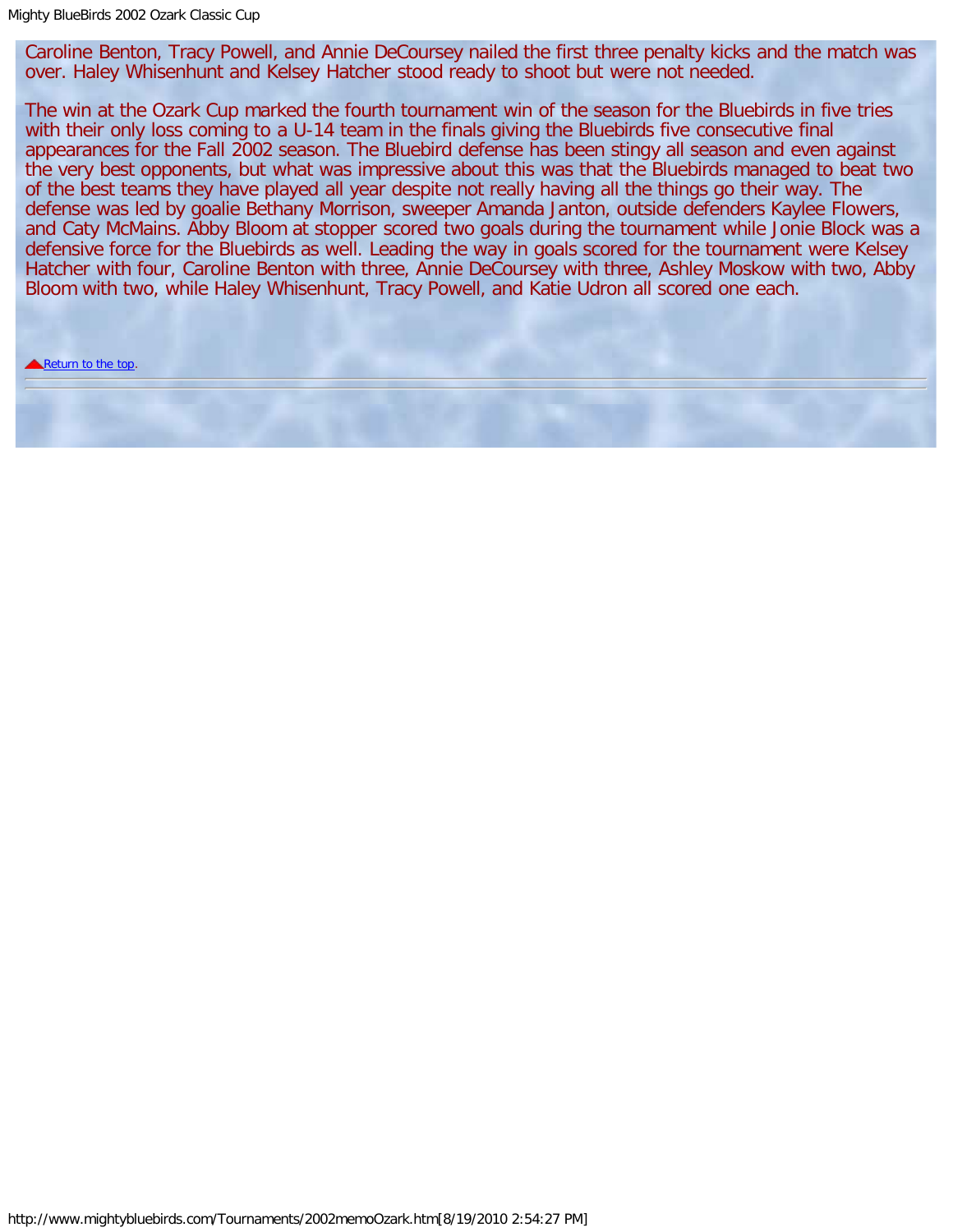Caroline Benton, Tracy Powell, and Annie DeCoursey nailed the first three penalty kicks and the match was over. Haley Whisenhunt and Kelsey Hatcher stood ready to shoot but were not needed.

The win at the Ozark Cup marked the fourth tournament win of the season for the Bluebirds in five tries with their only loss coming to a U-14 team in the finals giving the Bluebirds five consecutive final appearances for the Fall 2002 season. The Bluebird defense has been stingy all season and even against the very best opponents, but what was impressive about this was that the Bluebirds managed to beat two of the best teams they have played all year despite not really having all the things go their way. The defense was led by goalie Bethany Morrison, sweeper Amanda Janton, outside defenders Kaylee Flowers, and Caty McMains. Abby Bloom at stopper scored two goals during the tournament while Jonie Block was a defensive force for the Bluebirds as well. Leading the way in goals scored for the tournament were Kelsey Hatcher with four, Caroline Benton with three, Annie DeCoursey with three, Ashley Moskow with two, Abby Bloom with two, while Haley Whisenhunt, Tracy Powell, and Katie Udron all scored one each.

Return to the top.

---